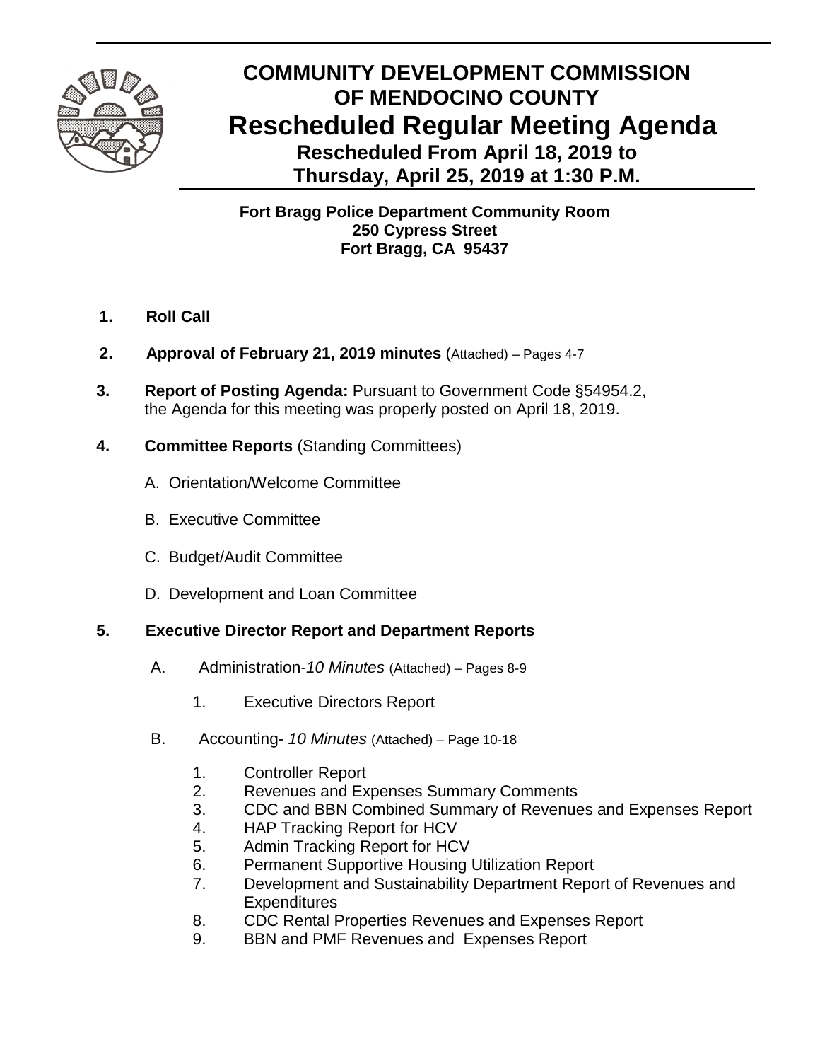# COMMUNITY DEVELOPMENT COMMISSION OF MENDOCINO COUNTY

## Rescheduled Regular Meeting Agenda

### Rescheduled From April 18, 2019 to Thursday, April 25, 2019 at 1:30 P.M.

**Fort Bragg Police Department Community Room**
**250 Cypress Street**
**Fort Bragg, CA 95437**

1. **Roll Call**

2. **Approval of February 21, 2019 minutes** (Attached) – Pages 4-7

3. **Report of Posting Agenda:** Pursuant to Government Code §54954.2, the Agenda for this meeting was properly posted on April 18, 2019.

4. **Committee Reports** (Standing Committees)

   A. Orientation/Welcome Committee

   B. Executive Committee

   C. Budget/Audit Committee

   D. Development and Loan Committee

5. **Executive Director Report and Department Reports**

   A. Administration-*10 Minutes* (Attached) – Pages 8-9

      1. Executive Directors Report

   B. Accounting- *10 Minutes* (Attached) – Page 10-18

      1. Controller Report
      2. Revenues and Expenses Summary Comments
      3. CDC and BBN Combined Summary of Revenues and Expenses Report
      4. HAP Tracking Report for HCV
      5. Admin Tracking Report for HCV
      6. Permanent Supportive Housing Utilization Report
      7. Development and Sustainability Department Report of Revenues and Expenditures
      8. CDC Rental Properties Revenues and Expenses Report
      9. BBN and PMF Revenues and Expenses Report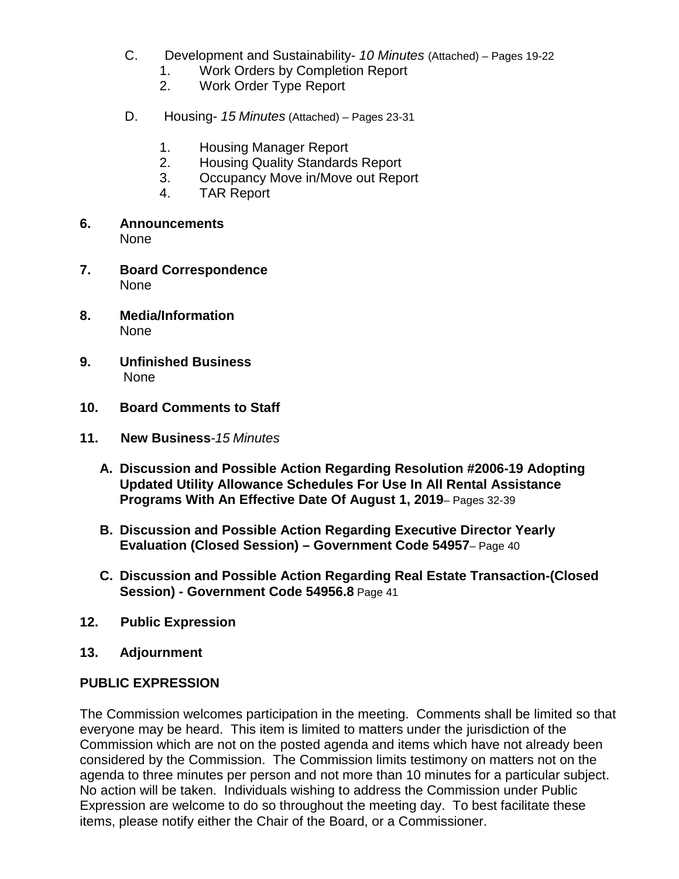C. Development and Sustainability- *10 Minutes* (Attached) – Pages 19-22
   1. Work Orders by Completion Report
   2. Work Order Type Report

D. Housing- *15 Minutes* (Attached) – Pages 23-31
   1. Housing Manager Report
   2. Housing Quality Standards Report
   3. Occupancy Move in/Move out Report
   4. TAR Report

**6. Announcements**
None

**7. Board Correspondence**
None

**8. Media/Information**
None

**9. Unfinished Business**
None

**10. Board Comments to Staff**

**11. New Business**-*15 Minutes*

**A. Discussion and Possible Action Regarding Resolution #2006-19 Adopting Updated Utility Allowance Schedules For Use In All Rental Assistance Programs With An Effective Date Of August 1, 2019**– Pages 32-39

**B. Discussion and Possible Action Regarding Executive Director Yearly Evaluation (Closed Session) – Government Code 54957**– Page 40

**C. Discussion and Possible Action Regarding Real Estate Transaction-(Closed Session) - Government Code 54956.8** Page 41

**12. Public Expression**

**13. Adjournment**

**PUBLIC EXPRESSION**

The Commission welcomes participation in the meeting. Comments shall be limited so that everyone may be heard. This item is limited to matters under the jurisdiction of the Commission which are not on the posted agenda and items which have not already been considered by the Commission. The Commission limits testimony on matters not on the agenda to three minutes per person and not more than 10 minutes for a particular subject. No action will be taken. Individuals wishing to address the Commission under Public Expression are welcome to do so throughout the meeting day. To best facilitate these items, please notify either the Chair of the Board, or a Commissioner.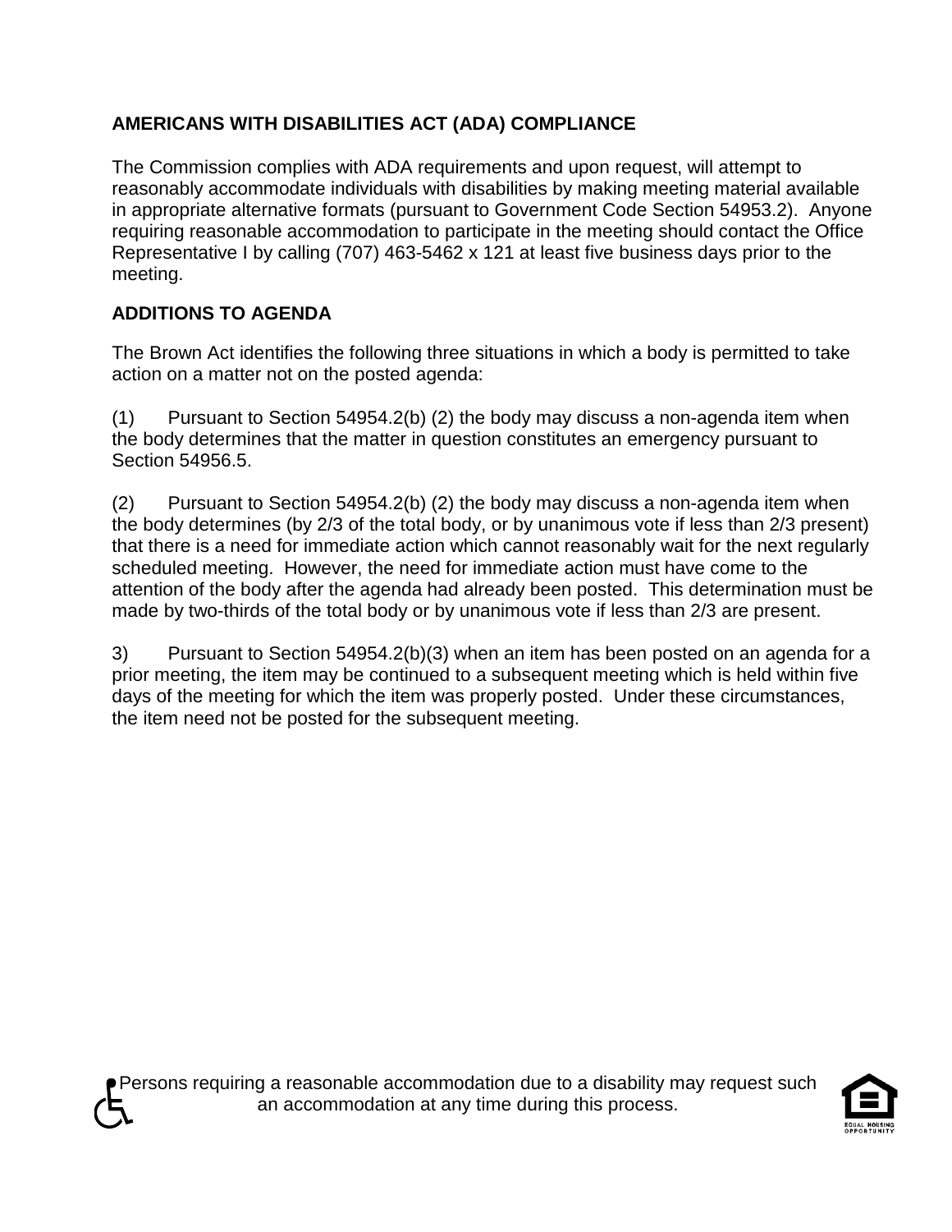## AMERICANS WITH DISABILITIES ACT (ADA) COMPLIANCE

The Commission complies with ADA requirements and upon request, will attempt to reasonably accommodate individuals with disabilities by making meeting material available in appropriate alternative formats (pursuant to Government Code Section 54953.2). Anyone requiring reasonable accommodation to participate in the meeting should contact the Office Representative I by calling (707) 463-5462 x 121 at least five business days prior to the meeting.

## ADDITIONS TO AGENDA

The Brown Act identifies the following three situations in which a body is permitted to take action on a matter not on the posted agenda:

(1) Pursuant to Section 54954.2(b) (2) the body may discuss a non-agenda item when the body determines that the matter in question constitutes an emergency pursuant to Section 54956.5.

(2) Pursuant to Section 54954.2(b) (2) the body may discuss a non-agenda item when the body determines (by 2/3 of the total body, or by unanimous vote if less than 2/3 present) that there is a need for immediate action which cannot reasonably wait for the next regularly scheduled meeting. However, the need for immediate action must have come to the attention of the body after the agenda had already been posted. This determination must be made by two-thirds of the total body or by unanimous vote if less than 2/3 are present.

3) Pursuant to Section 54954.2(b)(3) when an item has been posted on an agenda for a prior meeting, the item may be continued to a subsequent meeting which is held within five days of the meeting for which the item was properly posted. Under these circumstances, the item need not be posted for the subsequent meeting.

Persons requiring a reasonable accommodation due to a disability may request such an accommodation at any time during this process.

EQUAL HOUSING OPPORTUNITY